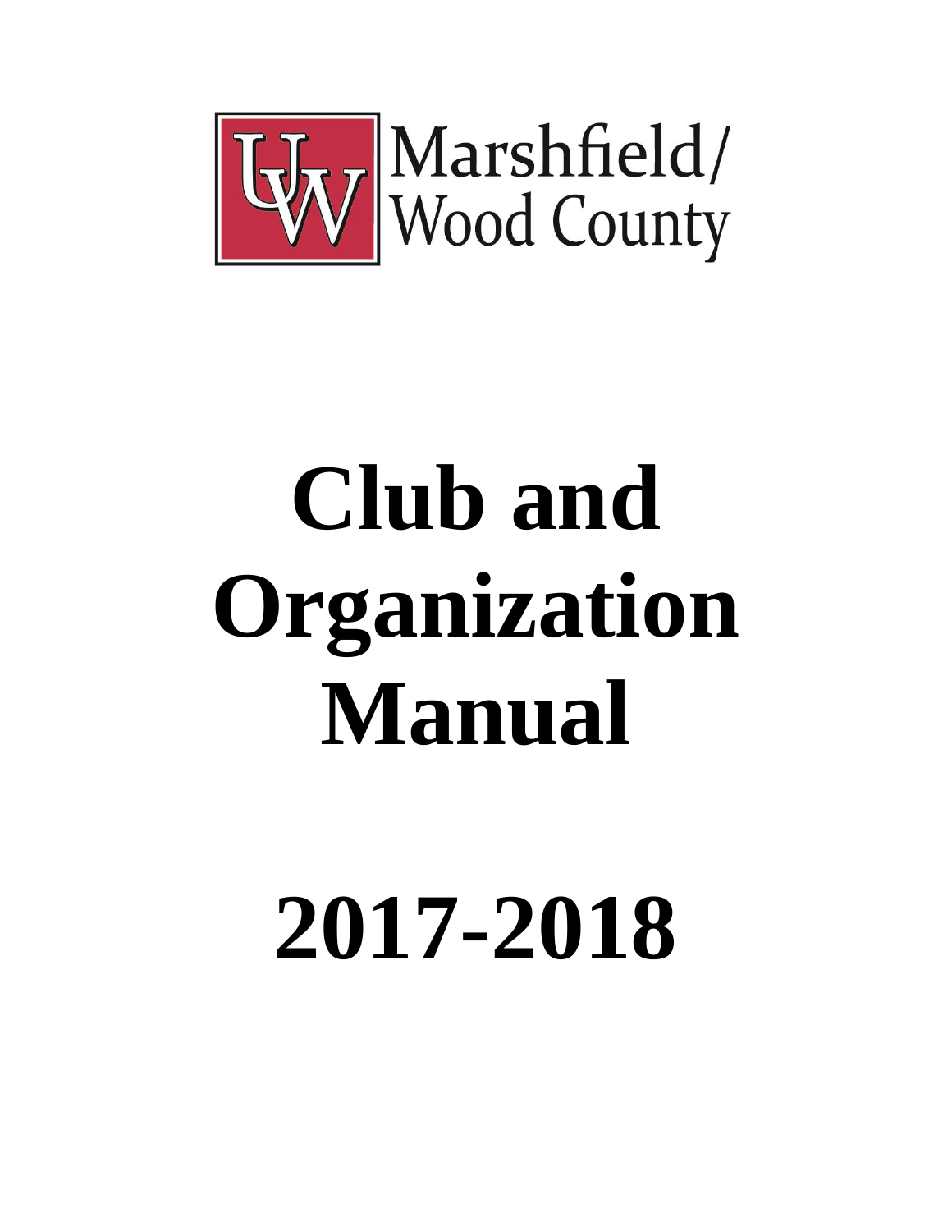UW Marshfield/ Wood County

# Club and Organization Manual

# 2017-2018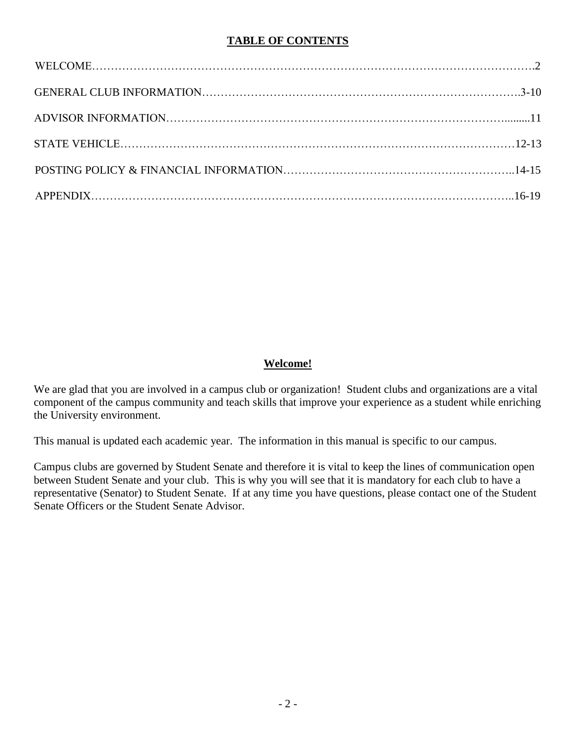**TABLE OF CONTENTS**

WELCOME……………………………………………………………………………………………………….2

GENERAL CLUB INFORMATION……………………………………………………………………….3-10

ADVISOR INFORMATION……………………………………………………………………………........11

STATE VEHICLE…………………………………………………………………………………………12-13

POSTING POLICY & FINANCIAL INFORMATION…………………………………………………..14-15

APPENDIX………………………………………………………………………………………………..16-19

**Welcome!**

We are glad that you are involved in a campus club or organization! Student clubs and organizations are a vital component of the campus community and teach skills that improve your experience as a student while enriching the University environment.

This manual is updated each academic year. The information in this manual is specific to our campus.

Campus clubs are governed by Student Senate and therefore it is vital to keep the lines of communication open between Student Senate and your club. This is why you will see that it is mandatory for each club to have a representative (Senator) to Student Senate. If at any time you have questions, please contact one of the Student Senate Officers or the Student Senate Advisor.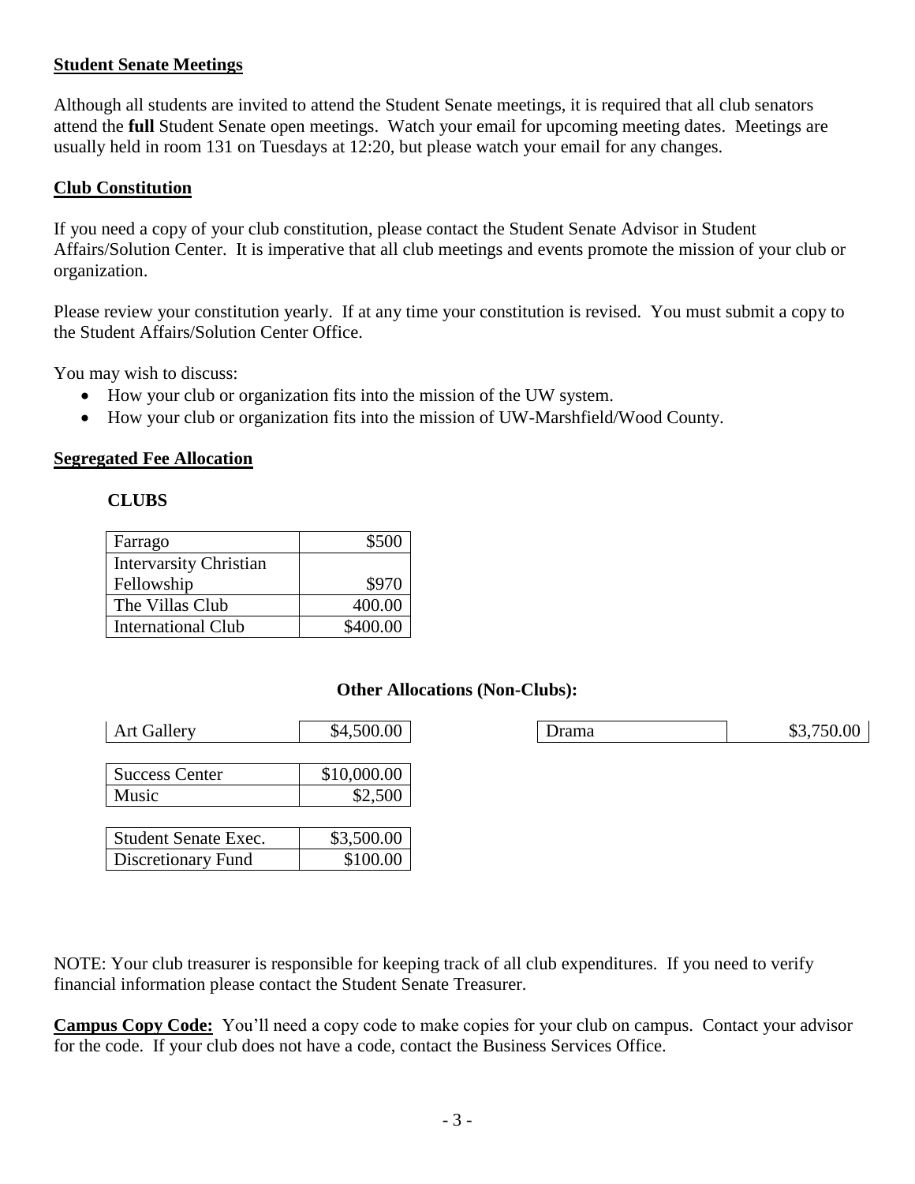## Student Senate Meetings

Although all students are invited to attend the Student Senate meetings, it is required that all club senators attend the **full** Student Senate open meetings. Watch your email for upcoming meeting dates. Meetings are usually held in room 131 on Tuesdays at 12:20, but please watch your email for any changes.

## Club Constitution

If you need a copy of your club constitution, please contact the Student Senate Advisor in Student Affairs/Solution Center. It is imperative that all club meetings and events promote the mission of your club or organization.

Please review your constitution yearly. If at any time your constitution is revised. You must submit a copy to the Student Affairs/Solution Center Office.

You may wish to discuss:

- How your club or organization fits into the mission of the UW system.
- How your club or organization fits into the mission of UW-Marshfield/Wood County.

## Segregated Fee Allocation

**CLUBS**

| Club | Allocation |
|---|---|
| Farrago | $500 |
| Intervarsity Christian Fellowship | $970 |
| The Villas Club | 400.00 |
| International Club | $400.00 |

**Other Allocations (Non-Clubs):**

| Allocation | Amount |
|---|---|
| Art Gallery | $4,500.00 |
| Drama | $3,750.00 |
| Success Center | $10,000.00 |
| Music | $2,500 |
| Student Senate Exec. | $3,500.00 |
| Discretionary Fund | $100.00 |

NOTE: Your club treasurer is responsible for keeping track of all club expenditures. If you need to verify financial information please contact the Student Senate Treasurer.

**Campus Copy Code:** You'll need a copy code to make copies for your club on campus. Contact your advisor for the code. If your club does not have a code, contact the Business Services Office.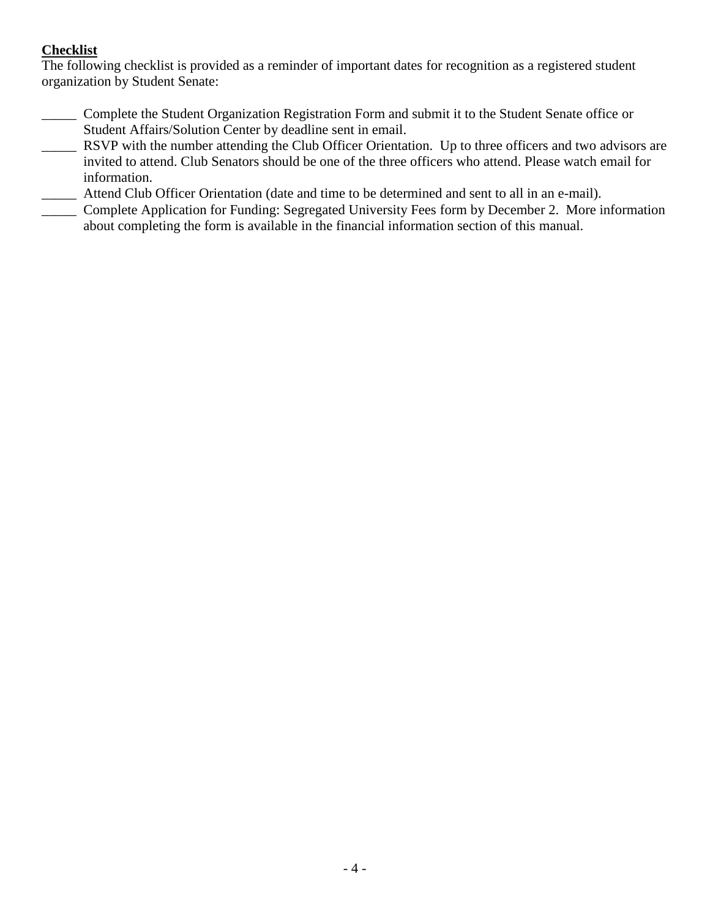**Checklist**

The following checklist is provided as a reminder of important dates for recognition as a registered student organization by Student Senate:

_____ Complete the Student Organization Registration Form and submit it to the Student Senate office or Student Affairs/Solution Center by deadline sent in email.

_____ RSVP with the number attending the Club Officer Orientation. Up to three officers and two advisors are invited to attend. Club Senators should be one of the three officers who attend. Please watch email for information.

_____ Attend Club Officer Orientation (date and time to be determined and sent to all in an e-mail).

_____ Complete Application for Funding: Segregated University Fees form by December 2. More information about completing the form is available in the financial information section of this manual.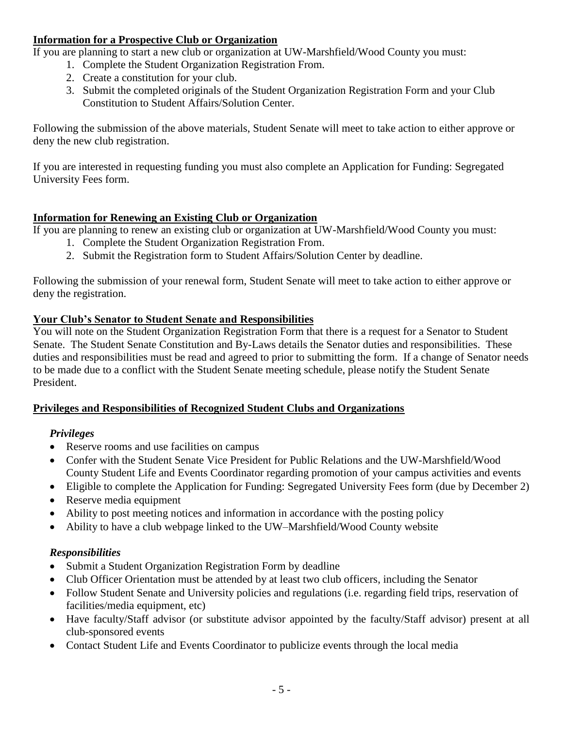## Information for a Prospective Club or Organization

If you are planning to start a new club or organization at UW-Marshfield/Wood County you must:

1. Complete the Student Organization Registration From.
2. Create a constitution for your club.
3. Submit the completed originals of the Student Organization Registration Form and your Club Constitution to Student Affairs/Solution Center.

Following the submission of the above materials, Student Senate will meet to take action to either approve or deny the new club registration.

If you are interested in requesting funding you must also complete an Application for Funding: Segregated University Fees form.

## Information for Renewing an Existing Club or Organization

If you are planning to renew an existing club or organization at UW-Marshfield/Wood County you must:

1. Complete the Student Organization Registration From.
2. Submit the Registration form to Student Affairs/Solution Center by deadline.

Following the submission of your renewal form, Student Senate will meet to take action to either approve or deny the registration.

## Your Club's Senator to Student Senate and Responsibilities

You will note on the Student Organization Registration Form that there is a request for a Senator to Student Senate. The Student Senate Constitution and By-Laws details the Senator duties and responsibilities. These duties and responsibilities must be read and agreed to prior to submitting the form. If a change of Senator needs to be made due to a conflict with the Student Senate meeting schedule, please notify the Student Senate President.

## Privileges and Responsibilities of Recognized Student Clubs and Organizations

### *Privileges*

- Reserve rooms and use facilities on campus
- Confer with the Student Senate Vice President for Public Relations and the UW-Marshfield/Wood County Student Life and Events Coordinator regarding promotion of your campus activities and events
- Eligible to complete the Application for Funding: Segregated University Fees form (due by December 2)
- Reserve media equipment
- Ability to post meeting notices and information in accordance with the posting policy
- Ability to have a club webpage linked to the UW–Marshfield/Wood County website

### *Responsibilities*

- Submit a Student Organization Registration Form by deadline
- Club Officer Orientation must be attended by at least two club officers, including the Senator
- Follow Student Senate and University policies and regulations (i.e. regarding field trips, reservation of facilities/media equipment, etc)
- Have faculty/Staff advisor (or substitute advisor appointed by the faculty/Staff advisor) present at all club-sponsored events
- Contact Student Life and Events Coordinator to publicize events through the local media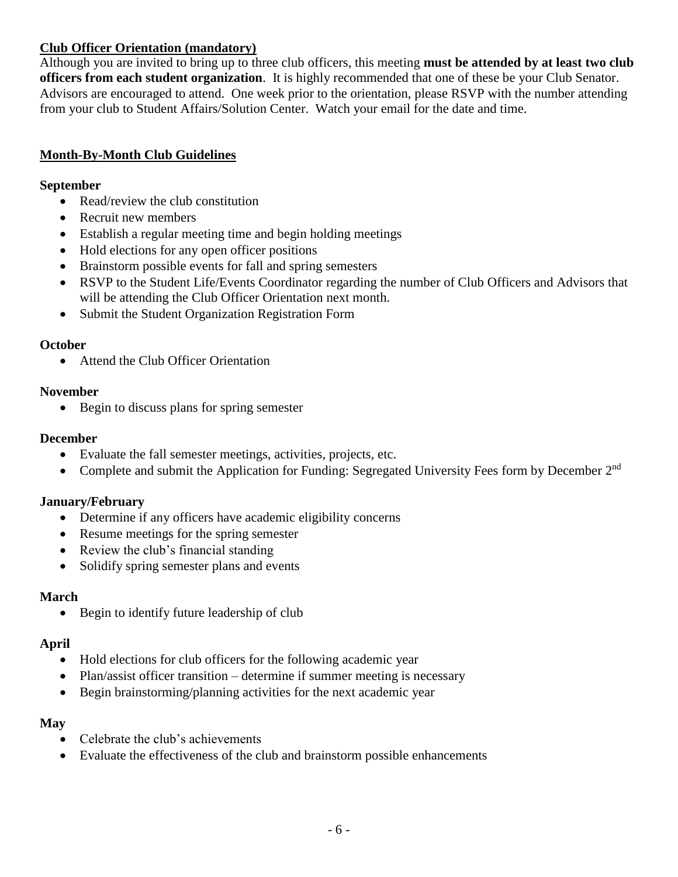**Club Officer Orientation (mandatory)**

Although you are invited to bring up to three club officers, this meeting **must be attended by at least two club officers from each student organization**. It is highly recommended that one of these be your Club Senator. Advisors are encouraged to attend. One week prior to the orientation, please RSVP with the number attending from your club to Student Affairs/Solution Center. Watch your email for the date and time.

**Month-By-Month Club Guidelines**

**September**

- Read/review the club constitution
- Recruit new members
- Establish a regular meeting time and begin holding meetings
- Hold elections for any open officer positions
- Brainstorm possible events for fall and spring semesters
- RSVP to the Student Life/Events Coordinator regarding the number of Club Officers and Advisors that will be attending the Club Officer Orientation next month.
- Submit the Student Organization Registration Form

**October**

- Attend the Club Officer Orientation

**November**

- Begin to discuss plans for spring semester

**December**

- Evaluate the fall semester meetings, activities, projects, etc.
- Complete and submit the Application for Funding: Segregated University Fees form by December 2nd

**January/February**

- Determine if any officers have academic eligibility concerns
- Resume meetings for the spring semester
- Review the club's financial standing
- Solidify spring semester plans and events

**March**

- Begin to identify future leadership of club

**April**

- Hold elections for club officers for the following academic year
- Plan/assist officer transition – determine if summer meeting is necessary
- Begin brainstorming/planning activities for the next academic year

**May**

- Celebrate the club's achievements
- Evaluate the effectiveness of the club and brainstorm possible enhancements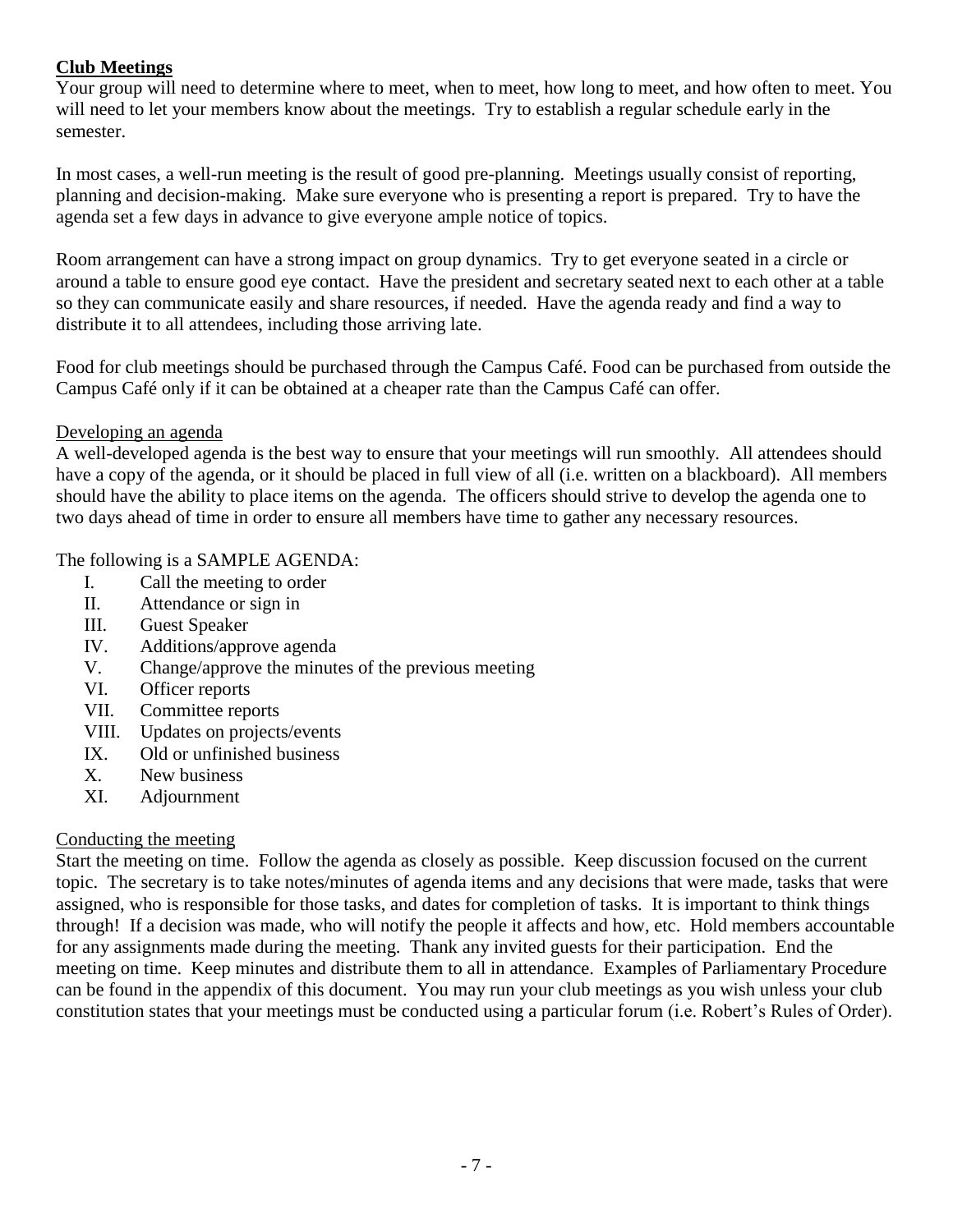## Club Meetings

Your group will need to determine where to meet, when to meet, how long to meet, and how often to meet. You will need to let your members know about the meetings. Try to establish a regular schedule early in the semester.

In most cases, a well-run meeting is the result of good pre-planning. Meetings usually consist of reporting, planning and decision-making. Make sure everyone who is presenting a report is prepared. Try to have the agenda set a few days in advance to give everyone ample notice of topics.

Room arrangement can have a strong impact on group dynamics. Try to get everyone seated in a circle or around a table to ensure good eye contact. Have the president and secretary seated next to each other at a table so they can communicate easily and share resources, if needed. Have the agenda ready and find a way to distribute it to all attendees, including those arriving late.

Food for club meetings should be purchased through the Campus Café. Food can be purchased from outside the Campus Café only if it can be obtained at a cheaper rate than the Campus Café can offer.

### Developing an agenda

A well-developed agenda is the best way to ensure that your meetings will run smoothly. All attendees should have a copy of the agenda, or it should be placed in full view of all (i.e. written on a blackboard). All members should have the ability to place items on the agenda. The officers should strive to develop the agenda one to two days ahead of time in order to ensure all members have time to gather any necessary resources.

The following is a SAMPLE AGENDA:

I. Call the meeting to order
II. Attendance or sign in
III. Guest Speaker
IV. Additions/approve agenda
V. Change/approve the minutes of the previous meeting
VI. Officer reports
VII. Committee reports
VIII. Updates on projects/events
IX. Old or unfinished business
X. New business
XI. Adjournment

### Conducting the meeting

Start the meeting on time. Follow the agenda as closely as possible. Keep discussion focused on the current topic. The secretary is to take notes/minutes of agenda items and any decisions that were made, tasks that were assigned, who is responsible for those tasks, and dates for completion of tasks. It is important to think things through! If a decision was made, who will notify the people it affects and how, etc. Hold members accountable for any assignments made during the meeting. Thank any invited guests for their participation. End the meeting on time. Keep minutes and distribute them to all in attendance. Examples of Parliamentary Procedure can be found in the appendix of this document. You may run your club meetings as you wish unless your club constitution states that your meetings must be conducted using a particular forum (i.e. Robert's Rules of Order).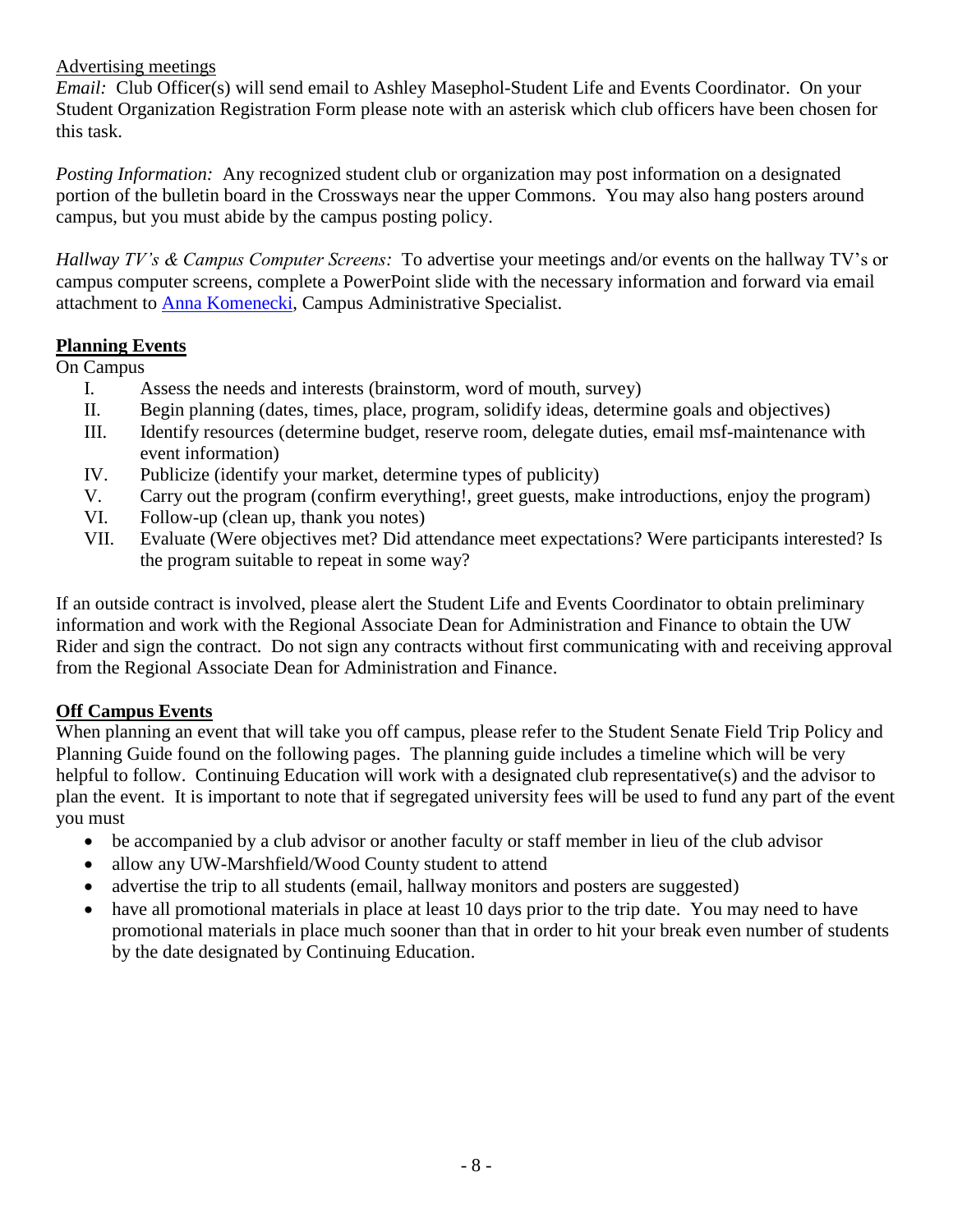Advertising meetings

*Email:* Club Officer(s) will send email to Ashley Masephol-Student Life and Events Coordinator. On your Student Organization Registration Form please note with an asterisk which club officers have been chosen for this task.

*Posting Information:* Any recognized student club or organization may post information on a designated portion of the bulletin board in the Crossways near the upper Commons. You may also hang posters around campus, but you must abide by the campus posting policy.

*Hallway TV's & Campus Computer Screens:* To advertise your meetings and/or events on the hallway TV's or campus computer screens, complete a PowerPoint slide with the necessary information and forward via email attachment to Anna Komenecki, Campus Administrative Specialist.

## Planning Events

On Campus

I. Assess the needs and interests (brainstorm, word of mouth, survey)
II. Begin planning (dates, times, place, program, solidify ideas, determine goals and objectives)
III. Identify resources (determine budget, reserve room, delegate duties, email msf-maintenance with event information)
IV. Publicize (identify your market, determine types of publicity)
V. Carry out the program (confirm everything!, greet guests, make introductions, enjoy the program)
VI. Follow-up (clean up, thank you notes)
VII. Evaluate (Were objectives met? Did attendance meet expectations? Were participants interested? Is the program suitable to repeat in some way?

If an outside contract is involved, please alert the Student Life and Events Coordinator to obtain preliminary information and work with the Regional Associate Dean for Administration and Finance to obtain the UW Rider and sign the contract. Do not sign any contracts without first communicating with and receiving approval from the Regional Associate Dean for Administration and Finance.

## Off Campus Events

When planning an event that will take you off campus, please refer to the Student Senate Field Trip Policy and Planning Guide found on the following pages. The planning guide includes a timeline which will be very helpful to follow. Continuing Education will work with a designated club representative(s) and the advisor to plan the event. It is important to note that if segregated university fees will be used to fund any part of the event you must

- be accompanied by a club advisor or another faculty or staff member in lieu of the club advisor
- allow any UW-Marshfield/Wood County student to attend
- advertise the trip to all students (email, hallway monitors and posters are suggested)
- have all promotional materials in place at least 10 days prior to the trip date. You may need to have promotional materials in place much sooner than that in order to hit your break even number of students by the date designated by Continuing Education.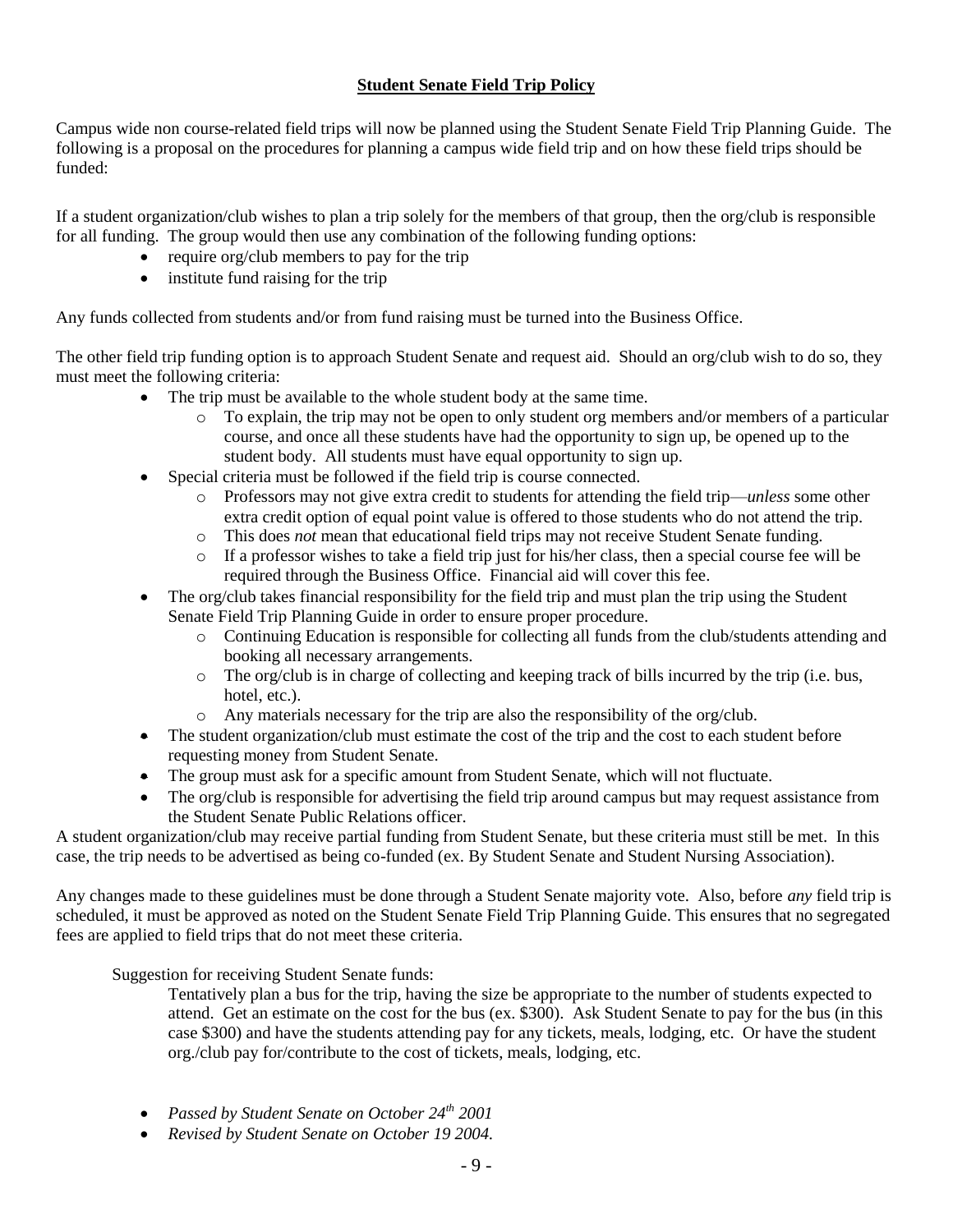## **Student Senate Field Trip Policy**

Campus wide non course-related field trips will now be planned using the Student Senate Field Trip Planning Guide. The following is a proposal on the procedures for planning a campus wide field trip and on how these field trips should be funded:

If a student organization/club wishes to plan a trip solely for the members of that group, then the org/club is responsible for all funding. The group would then use any combination of the following funding options:

- require org/club members to pay for the trip
- institute fund raising for the trip

Any funds collected from students and/or from fund raising must be turned into the Business Office.

The other field trip funding option is to approach Student Senate and request aid. Should an org/club wish to do so, they must meet the following criteria:

- The trip must be available to the whole student body at the same time.
  - To explain, the trip may not be open to only student org members and/or members of a particular course, and once all these students have had the opportunity to sign up, be opened up to the student body. All students must have equal opportunity to sign up.
- Special criteria must be followed if the field trip is course connected.
  - Professors may not give extra credit to students for attending the field trip—*unless* some other extra credit option of equal point value is offered to those students who do not attend the trip.
  - This does *not* mean that educational field trips may not receive Student Senate funding.
  - If a professor wishes to take a field trip just for his/her class, then a special course fee will be required through the Business Office. Financial aid will cover this fee.
- The org/club takes financial responsibility for the field trip and must plan the trip using the Student Senate Field Trip Planning Guide in order to ensure proper procedure.
  - Continuing Education is responsible for collecting all funds from the club/students attending and booking all necessary arrangements.
  - The org/club is in charge of collecting and keeping track of bills incurred by the trip (i.e. bus, hotel, etc.).
  - Any materials necessary for the trip are also the responsibility of the org/club.
- The student organization/club must estimate the cost of the trip and the cost to each student before requesting money from Student Senate.
- The group must ask for a specific amount from Student Senate, which will not fluctuate.
- The org/club is responsible for advertising the field trip around campus but may request assistance from the Student Senate Public Relations officer.

A student organization/club may receive partial funding from Student Senate, but these criteria must still be met. In this case, the trip needs to be advertised as being co-funded (ex. By Student Senate and Student Nursing Association).

Any changes made to these guidelines must be done through a Student Senate majority vote. Also, before *any* field trip is scheduled, it must be approved as noted on the Student Senate Field Trip Planning Guide. This ensures that no segregated fees are applied to field trips that do not meet these criteria.

Suggestion for receiving Student Senate funds:

Tentatively plan a bus for the trip, having the size be appropriate to the number of students expected to attend. Get an estimate on the cost for the bus (ex. $300). Ask Student Senate to pay for the bus (in this case $300) and have the students attending pay for any tickets, meals, lodging, etc. Or have the student org./club pay for/contribute to the cost of tickets, meals, lodging, etc.

- *Passed by Student Senate on October 24th 2001*
- *Revised by Student Senate on October 19 2004.*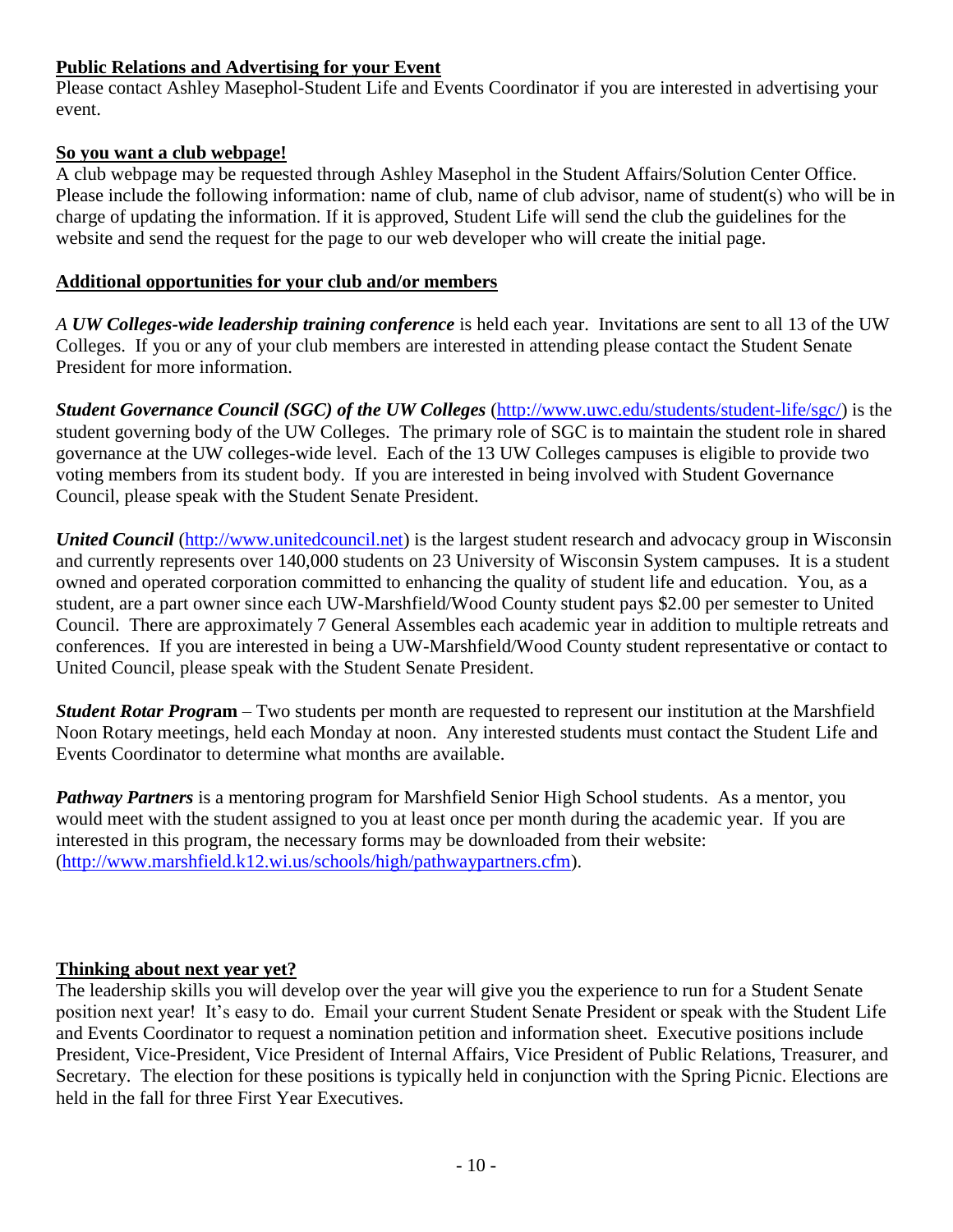**Public Relations and Advertising for your Event**

Please contact Ashley Masephol-Student Life and Events Coordinator if you are interested in advertising your event.

**So you want a club webpage!**

A club webpage may be requested through Ashley Masephol in the Student Affairs/Solution Center Office. Please include the following information: name of club, name of club advisor, name of student(s) who will be in charge of updating the information. If it is approved, Student Life will send the club the guidelines for the website and send the request for the page to our web developer who will create the initial page.

**Additional opportunities for your club and/or members**

*A* ***UW Colleges-wide leadership training conference*** is held each year. Invitations are sent to all 13 of the UW Colleges. If you or any of your club members are interested in attending please contact the Student Senate President for more information.

***Student Governance Council (SGC) of the UW Colleges*** (http://www.uwc.edu/students/student-life/sgc/) is the student governing body of the UW Colleges. The primary role of SGC is to maintain the student role in shared governance at the UW colleges-wide level. Each of the 13 UW Colleges campuses is eligible to provide two voting members from its student body. If you are interested in being involved with Student Governance Council, please speak with the Student Senate President.

***United Council*** (http://www.unitedcouncil.net) is the largest student research and advocacy group in Wisconsin and currently represents over 140,000 students on 23 University of Wisconsin System campuses. It is a student owned and operated corporation committed to enhancing the quality of student life and education. You, as a student, are a part owner since each UW-Marshfield/Wood County student pays $2.00 per semester to United Council. There are approximately 7 General Assembles each academic year in addition to multiple retreats and conferences. If you are interested in being a UW-Marshfield/Wood County student representative or contact to United Council, please speak with the Student Senate President.

***Student Rotar Program*** – Two students per month are requested to represent our institution at the Marshfield Noon Rotary meetings, held each Monday at noon. Any interested students must contact the Student Life and Events Coordinator to determine what months are available.

***Pathway Partners*** is a mentoring program for Marshfield Senior High School students. As a mentor, you would meet with the student assigned to you at least once per month during the academic year. If you are interested in this program, the necessary forms may be downloaded from their website: (http://www.marshfield.k12.wi.us/schools/high/pathwaypartners.cfm).

**Thinking about next year yet?**

The leadership skills you will develop over the year will give you the experience to run for a Student Senate position next year! It's easy to do. Email your current Student Senate President or speak with the Student Life and Events Coordinator to request a nomination petition and information sheet. Executive positions include President, Vice-President, Vice President of Internal Affairs, Vice President of Public Relations, Treasurer, and Secretary. The election for these positions is typically held in conjunction with the Spring Picnic. Elections are held in the fall for three First Year Executives.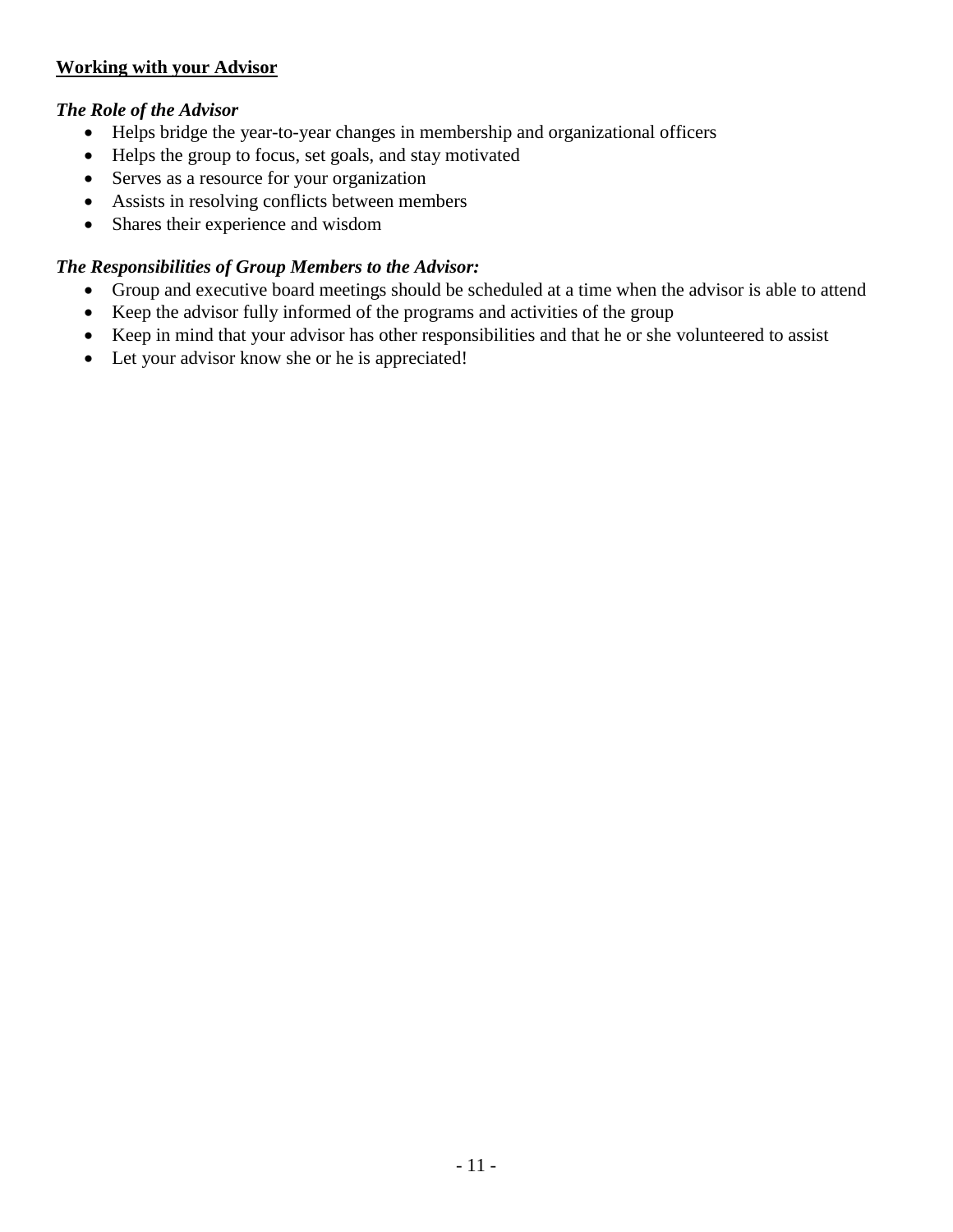## Working with your Advisor

### *The Role of the Advisor*

- Helps bridge the year-to-year changes in membership and organizational officers
- Helps the group to focus, set goals, and stay motivated
- Serves as a resource for your organization
- Assists in resolving conflicts between members
- Shares their experience and wisdom

### *The Responsibilities of Group Members to the Advisor:*

- Group and executive board meetings should be scheduled at a time when the advisor is able to attend
- Keep the advisor fully informed of the programs and activities of the group
- Keep in mind that your advisor has other responsibilities and that he or she volunteered to assist
- Let your advisor know she or he is appreciated!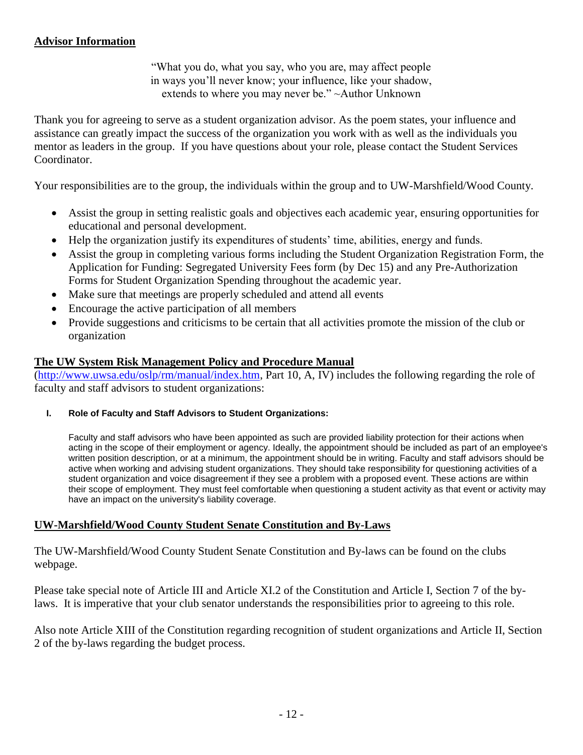## Advisor Information

> "What you do, what you say, who you are, may affect people in ways you'll never know; your influence, like your shadow, extends to where you may never be." ~Author Unknown

Thank you for agreeing to serve as a student organization advisor. As the poem states, your influence and assistance can greatly impact the success of the organization you work with as well as the individuals you mentor as leaders in the group. If you have questions about your role, please contact the Student Services Coordinator.

Your responsibilities are to the group, the individuals within the group and to UW-Marshfield/Wood County.

- Assist the group in setting realistic goals and objectives each academic year, ensuring opportunities for educational and personal development.
- Help the organization justify its expenditures of students' time, abilities, energy and funds.
- Assist the group in completing various forms including the Student Organization Registration Form, the Application for Funding: Segregated University Fees form (by Dec 15) and any Pre-Authorization Forms for Student Organization Spending throughout the academic year.
- Make sure that meetings are properly scheduled and attend all events
- Encourage the active participation of all members
- Provide suggestions and criticisms to be certain that all activities promote the mission of the club or organization

## The UW System Risk Management Policy and Procedure Manual

(http://www.uwsa.edu/oslp/rm/manual/index.htm, Part 10, A, IV) includes the following regarding the role of faculty and staff advisors to student organizations:

**I. Role of Faculty and Staff Advisors to Student Organizations:**

Faculty and staff advisors who have been appointed as such are provided liability protection for their actions when acting in the scope of their employment or agency. Ideally, the appointment should be included as part of an employee's written position description, or at a minimum, the appointment should be in writing. Faculty and staff advisors should be active when working and advising student organizations. They should take responsibility for questioning activities of a student organization and voice disagreement if they see a problem with a proposed event. These actions are within their scope of employment. They must feel comfortable when questioning a student activity as that event or activity may have an impact on the university's liability coverage.

## UW-Marshfield/Wood County Student Senate Constitution and By-Laws

The UW-Marshfield/Wood County Student Senate Constitution and By-laws can be found on the clubs webpage.

Please take special note of Article III and Article XI.2 of the Constitution and Article I, Section 7 of the by-laws. It is imperative that your club senator understands the responsibilities prior to agreeing to this role.

Also note Article XIII of the Constitution regarding recognition of student organizations and Article II, Section 2 of the by-laws regarding the budget process.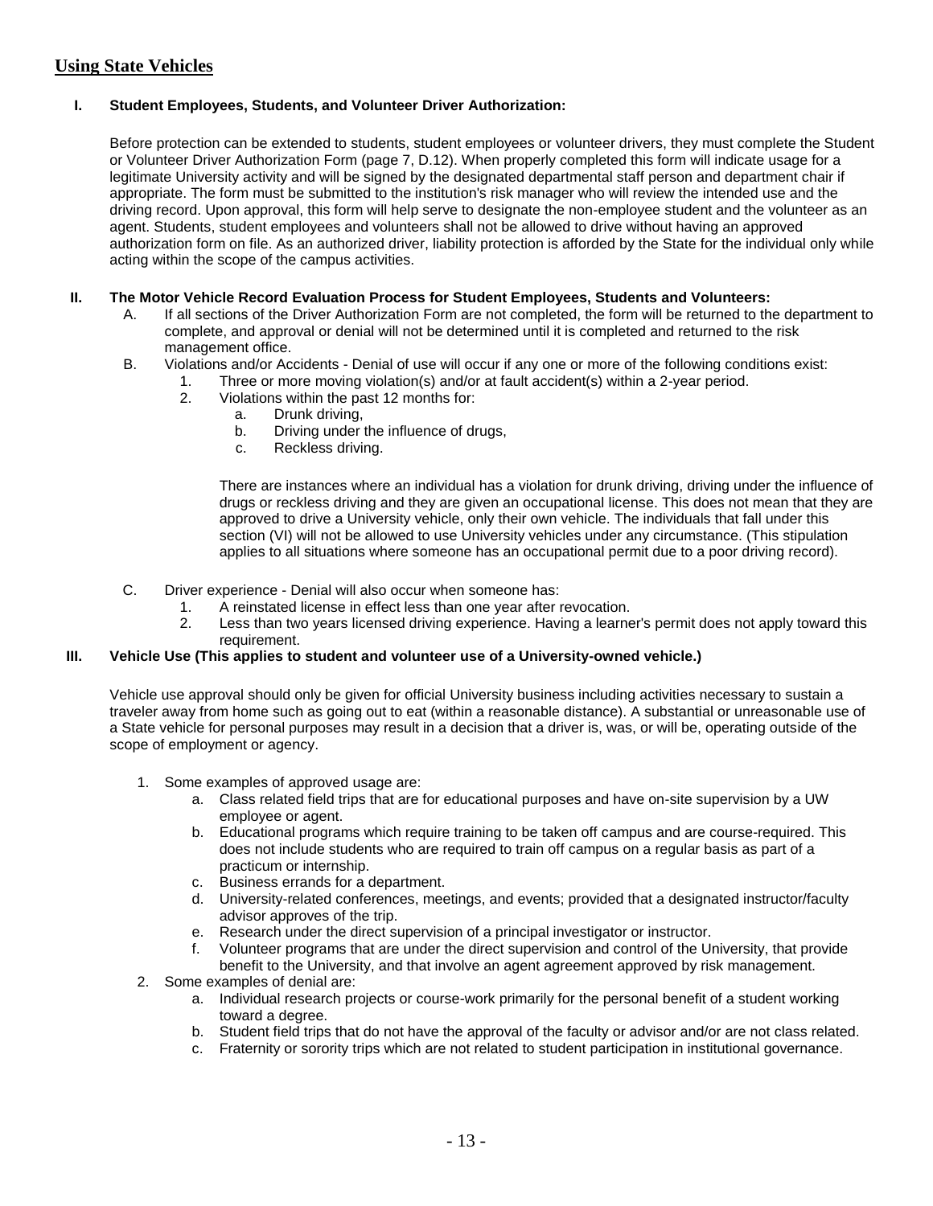## Using State Vehicles

### I. Student Employees, Students, and Volunteer Driver Authorization:

Before protection can be extended to students, student employees or volunteer drivers, they must complete the Student or Volunteer Driver Authorization Form (page 7, D.12). When properly completed this form will indicate usage for a legitimate University activity and will be signed by the designated departmental staff person and department chair if appropriate. The form must be submitted to the institution's risk manager who will review the intended use and the driving record. Upon approval, this form will help serve to designate the non-employee student and the volunteer as an agent. Students, student employees and volunteers shall not be allowed to drive without having an approved authorization form on file. As an authorized driver, liability protection is afforded by the State for the individual only while acting within the scope of the campus activities.

### II. The Motor Vehicle Record Evaluation Process for Student Employees, Students and Volunteers:

A. If all sections of the Driver Authorization Form are not completed, the form will be returned to the department to complete, and approval or denial will not be determined until it is completed and returned to the risk management office.

B. Violations and/or Accidents - Denial of use will occur if any one or more of the following conditions exist:
   1. Three or more moving violation(s) and/or at fault accident(s) within a 2-year period.
   2. Violations within the past 12 months for:
      a. Drunk driving,
      b. Driving under the influence of drugs,
      c. Reckless driving.

      There are instances where an individual has a violation for drunk driving, driving under the influence of drugs or reckless driving and they are given an occupational license. This does not mean that they are approved to drive a University vehicle, only their own vehicle. The individuals that fall under this section (VI) will not be allowed to use University vehicles under any circumstance. (This stipulation applies to all situations where someone has an occupational permit due to a poor driving record).

C. Driver experience - Denial will also occur when someone has:
   1. A reinstated license in effect less than one year after revocation.
   2. Less than two years licensed driving experience. Having a learner's permit does not apply toward this requirement.

### III. Vehicle Use (This applies to student and volunteer use of a University-owned vehicle.)

Vehicle use approval should only be given for official University business including activities necessary to sustain a traveler away from home such as going out to eat (within a reasonable distance). A substantial or unreasonable use of a State vehicle for personal purposes may result in a decision that a driver is, was, or will be, operating outside of the scope of employment or agency.

1. Some examples of approved usage are:
   a. Class related field trips that are for educational purposes and have on-site supervision by a UW employee or agent.
   b. Educational programs which require training to be taken off campus and are course-required. This does not include students who are required to train off campus on a regular basis as part of a practicum or internship.
   c. Business errands for a department.
   d. University-related conferences, meetings, and events; provided that a designated instructor/faculty advisor approves of the trip.
   e. Research under the direct supervision of a principal investigator or instructor.
   f. Volunteer programs that are under the direct supervision and control of the University, that provide benefit to the University, and that involve an agent agreement approved by risk management.
2. Some examples of denial are:
   a. Individual research projects or course-work primarily for the personal benefit of a student working toward a degree.
   b. Student field trips that do not have the approval of the faculty or advisor and/or are not class related.
   c. Fraternity or sorority trips which are not related to student participation in institutional governance.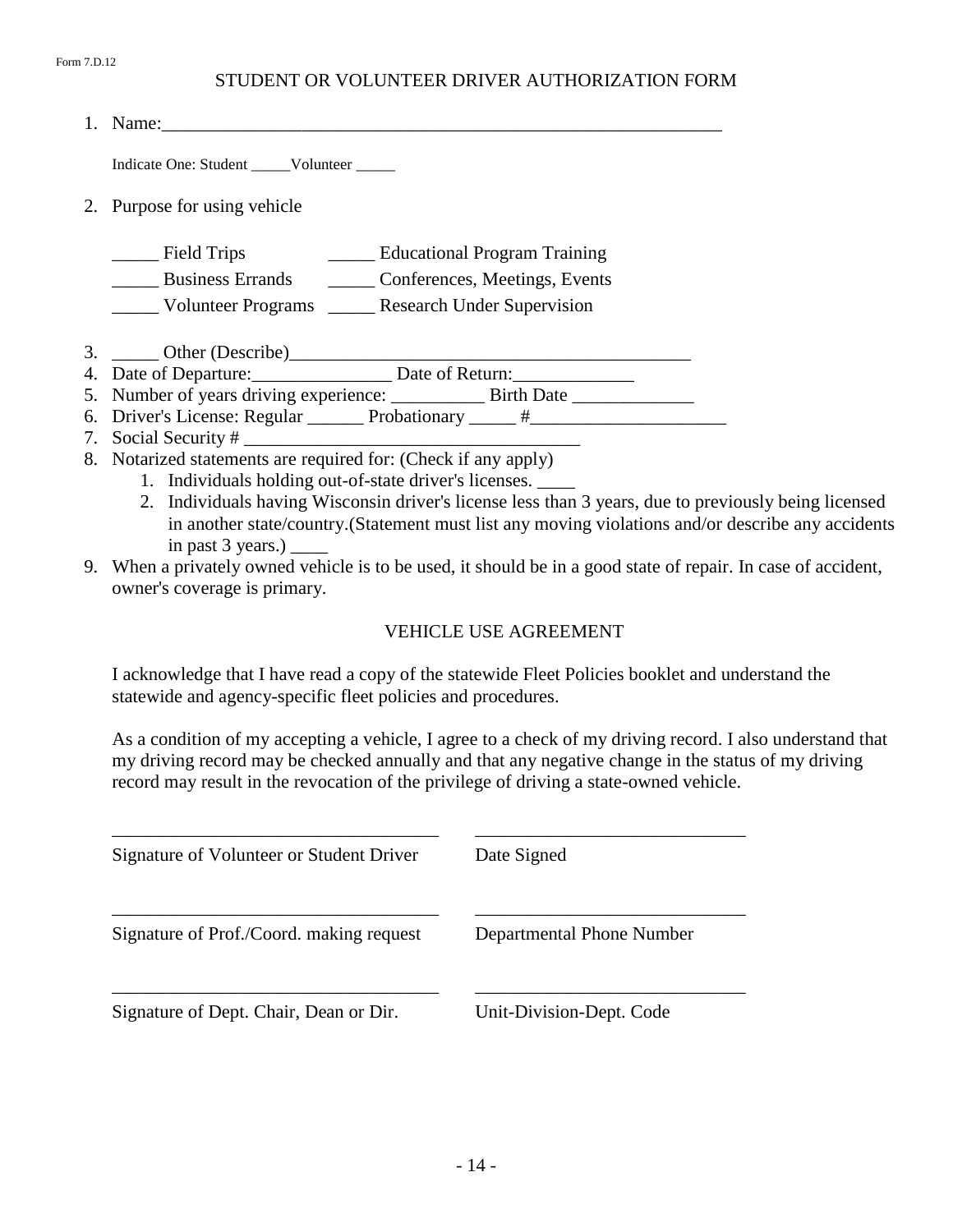Form 7.D.12

# STUDENT OR VOLUNTEER DRIVER AUTHORIZATION FORM

1. Name:_______________________________________________________________

   Indicate One: Student _____Volunteer _____

2. Purpose for using vehicle

   _____ Field Trips   _____ Educational Program Training
   _____ Business Errands   _____ Conferences, Meetings, Events
   _____ Volunteer Programs   _____ Research Under Supervision

3. _____ Other (Describe)____________________________________________
4. Date of Departure:_______________ Date of Return:_____________
5. Number of years driving experience: __________ Birth Date _____________
6. Driver's License: Regular ______ Probationary _____ #_____________________
7. Social Security # ____________________________________
8. Notarized statements are required for: (Check if any apply)
   1. Individuals holding out-of-state driver's licenses. ____
   2. Individuals having Wisconsin driver's license less than 3 years, due to previously being licensed in another state/country.(Statement must list any moving violations and/or describe any accidents in past 3 years.) ____
9. When a privately owned vehicle is to be used, it should be in a good state of repair. In case of accident, owner's coverage is primary.

## VEHICLE USE AGREEMENT

I acknowledge that I have read a copy of the statewide Fleet Policies booklet and understand the statewide and agency-specific fleet policies and procedures.

As a condition of my accepting a vehicle, I agree to a check of my driving record. I also understand that my driving record may be checked annually and that any negative change in the status of my driving record may result in the revocation of the privilege of driving a state-owned vehicle.

___________________________________   _____________________________
Signature of Volunteer or Student Driver   Date Signed

___________________________________   _____________________________
Signature of Prof./Coord. making request   Departmental Phone Number

___________________________________   _____________________________
Signature of Dept. Chair, Dean or Dir.   Unit-Division-Dept. Code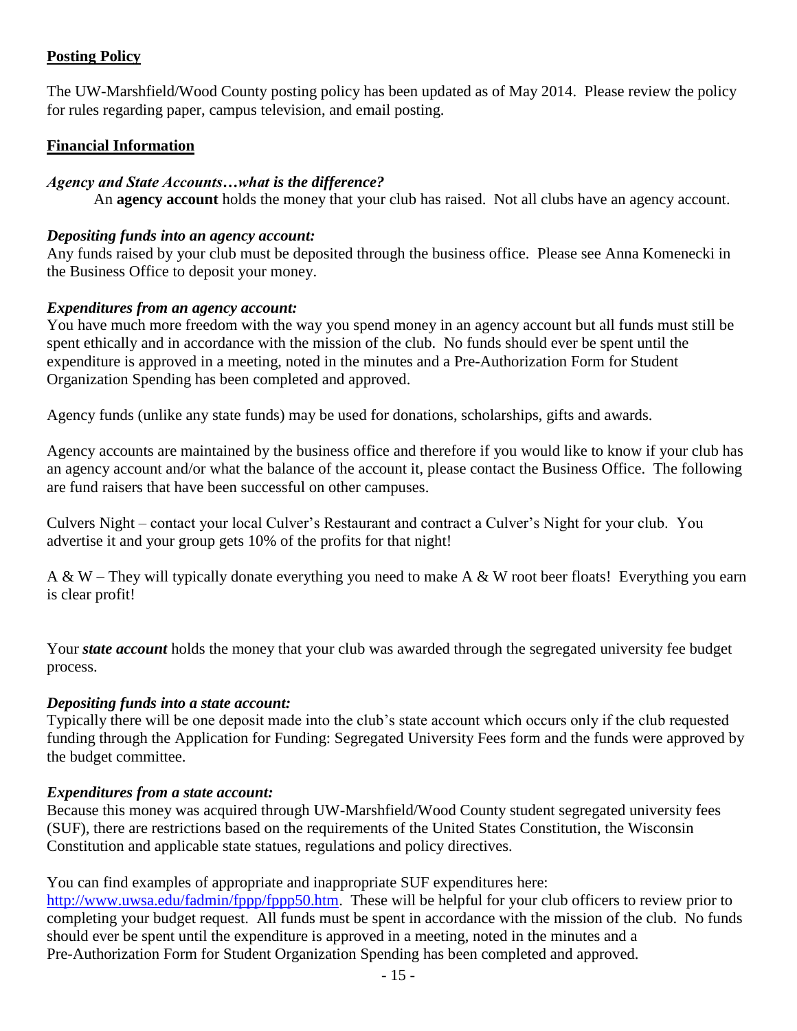## Posting Policy

The UW-Marshfield/Wood County posting policy has been updated as of May 2014. Please review the policy for rules regarding paper, campus television, and email posting.

## Financial Information

### *Agency and State Accounts…what is the difference?*

An **agency account** holds the money that your club has raised. Not all clubs have an agency account.

### *Depositing funds into an agency account:*

Any funds raised by your club must be deposited through the business office. Please see Anna Komenecki in the Business Office to deposit your money.

### *Expenditures from an agency account:*

You have much more freedom with the way you spend money in an agency account but all funds must still be spent ethically and in accordance with the mission of the club. No funds should ever be spent until the expenditure is approved in a meeting, noted in the minutes and a Pre-Authorization Form for Student Organization Spending has been completed and approved.

Agency funds (unlike any state funds) may be used for donations, scholarships, gifts and awards.

Agency accounts are maintained by the business office and therefore if you would like to know if your club has an agency account and/or what the balance of the account it, please contact the Business Office. The following are fund raisers that have been successful on other campuses.

Culvers Night – contact your local Culver's Restaurant and contract a Culver's Night for your club. You advertise it and your group gets 10% of the profits for that night!

A & W – They will typically donate everything you need to make A & W root beer floats! Everything you earn is clear profit!

Your ***state account*** holds the money that your club was awarded through the segregated university fee budget process.

### *Depositing funds into a state account:*

Typically there will be one deposit made into the club's state account which occurs only if the club requested funding through the Application for Funding: Segregated University Fees form and the funds were approved by the budget committee.

### *Expenditures from a state account:*

Because this money was acquired through UW-Marshfield/Wood County student segregated university fees (SUF), there are restrictions based on the requirements of the United States Constitution, the Wisconsin Constitution and applicable state statues, regulations and policy directives.

You can find examples of appropriate and inappropriate SUF expenditures here: [http://www.uwsa.edu/fadmin/fppp/fppp50.htm](http://www.uwsa.edu/fadmin/fppp/fppp50.htm). These will be helpful for your club officers to review prior to completing your budget request. All funds must be spent in accordance with the mission of the club. No funds should ever be spent until the expenditure is approved in a meeting, noted in the minutes and a Pre-Authorization Form for Student Organization Spending has been completed and approved.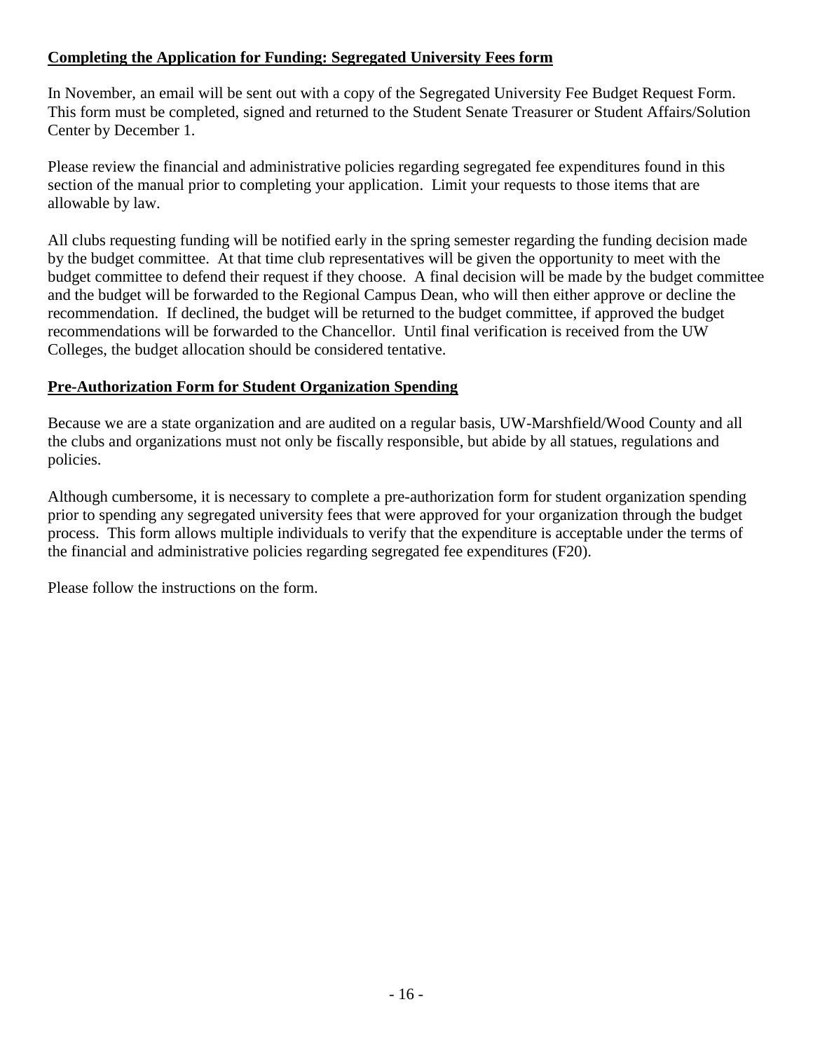**Completing the Application for Funding: Segregated University Fees form**

In November, an email will be sent out with a copy of the Segregated University Fee Budget Request Form. This form must be completed, signed and returned to the Student Senate Treasurer or Student Affairs/Solution Center by December 1.

Please review the financial and administrative policies regarding segregated fee expenditures found in this section of the manual prior to completing your application. Limit your requests to those items that are allowable by law.

All clubs requesting funding will be notified early in the spring semester regarding the funding decision made by the budget committee. At that time club representatives will be given the opportunity to meet with the budget committee to defend their request if they choose. A final decision will be made by the budget committee and the budget will be forwarded to the Regional Campus Dean, who will then either approve or decline the recommendation. If declined, the budget will be returned to the budget committee, if approved the budget recommendations will be forwarded to the Chancellor. Until final verification is received from the UW Colleges, the budget allocation should be considered tentative.

**Pre-Authorization Form for Student Organization Spending**

Because we are a state organization and are audited on a regular basis, UW-Marshfield/Wood County and all the clubs and organizations must not only be fiscally responsible, but abide by all statues, regulations and policies.

Although cumbersome, it is necessary to complete a pre-authorization form for student organization spending prior to spending any segregated university fees that were approved for your organization through the budget process. This form allows multiple individuals to verify that the expenditure is acceptable under the terms of the financial and administrative policies regarding segregated fee expenditures (F20).

Please follow the instructions on the form.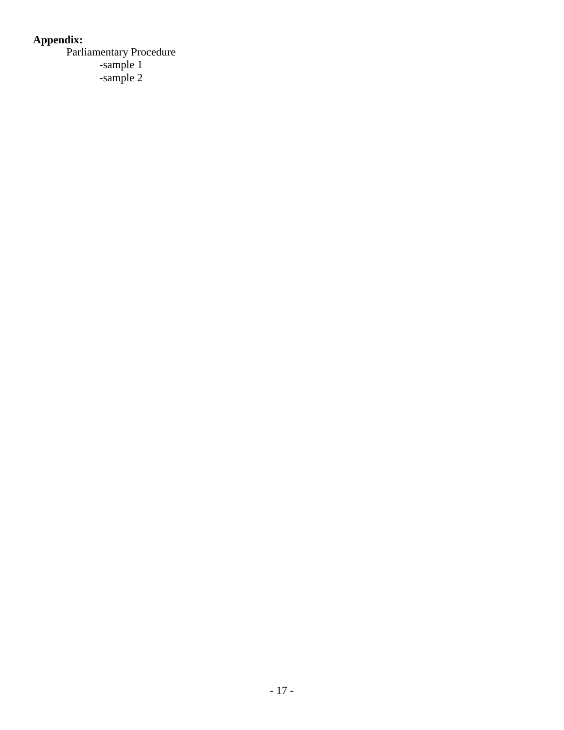**Appendix:**

- Parliamentary Procedure
  - -sample 1
  - -sample 2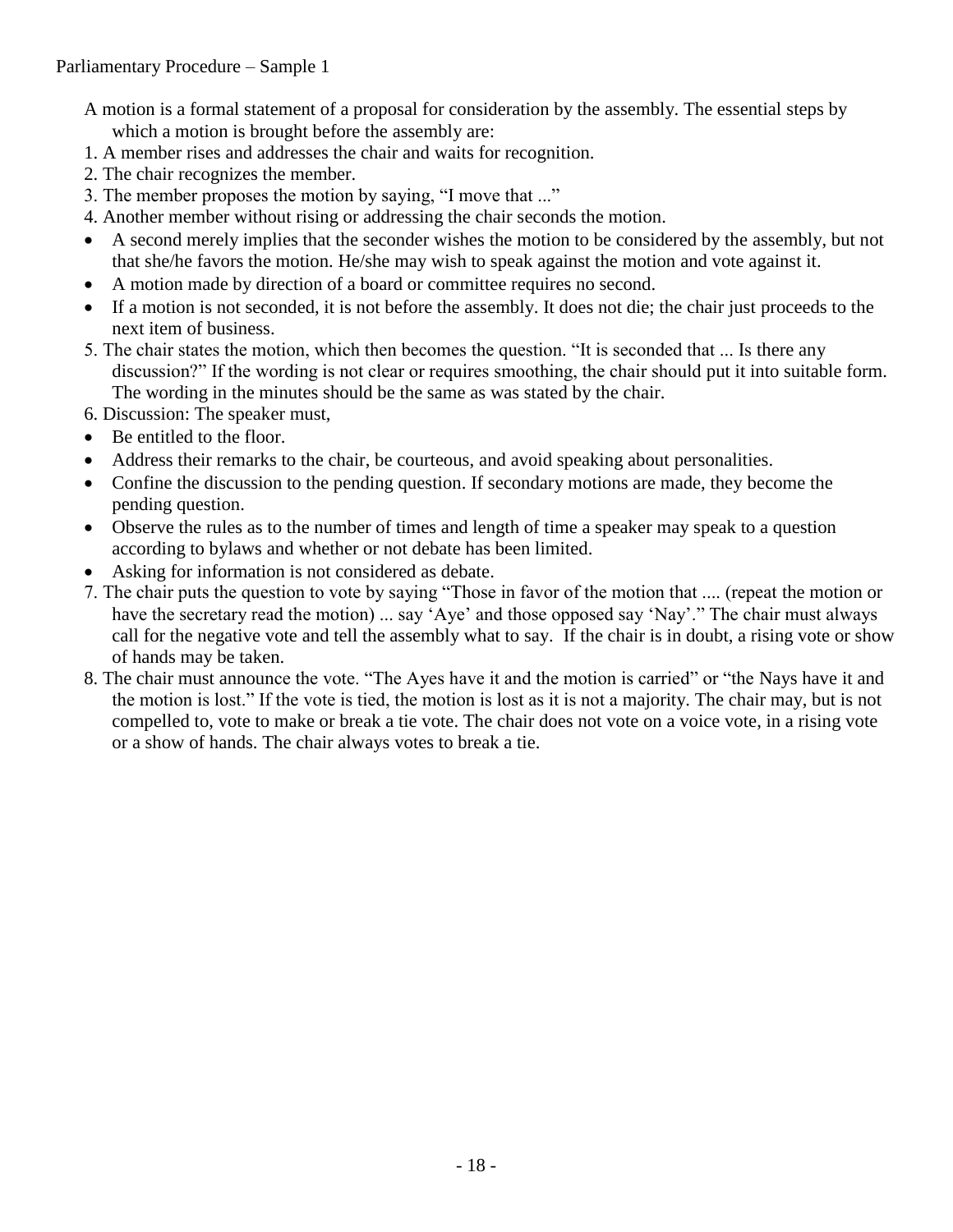Parliamentary Procedure – Sample 1

A motion is a formal statement of a proposal for consideration by the assembly. The essential steps by which a motion is brought before the assembly are:

1. A member rises and addresses the chair and waits for recognition.
2. The chair recognizes the member.
3. The member proposes the motion by saying, "I move that ..."
4. Another member without rising or addressing the chair seconds the motion.

- A second merely implies that the seconder wishes the motion to be considered by the assembly, but not that she/he favors the motion. He/she may wish to speak against the motion and vote against it.
- A motion made by direction of a board or committee requires no second.
- If a motion is not seconded, it is not before the assembly. It does not die; the chair just proceeds to the next item of business.

5. The chair states the motion, which then becomes the question. "It is seconded that ... Is there any discussion?" If the wording is not clear or requires smoothing, the chair should put it into suitable form. The wording in the minutes should be the same as was stated by the chair.
6. Discussion: The speaker must,

- Be entitled to the floor.
- Address their remarks to the chair, be courteous, and avoid speaking about personalities.
- Confine the discussion to the pending question. If secondary motions are made, they become the pending question.
- Observe the rules as to the number of times and length of time a speaker may speak to a question according to bylaws and whether or not debate has been limited.
- Asking for information is not considered as debate.

7. The chair puts the question to vote by saying "Those in favor of the motion that .... (repeat the motion or have the secretary read the motion) ... say 'Aye' and those opposed say 'Nay'." The chair must always call for the negative vote and tell the assembly what to say. If the chair is in doubt, a rising vote or show of hands may be taken.
8. The chair must announce the vote. "The Ayes have it and the motion is carried" or "the Nays have it and the motion is lost." If the vote is tied, the motion is lost as it is not a majority. The chair may, but is not compelled to, vote to make or break a tie vote. The chair does not vote on a voice vote, in a rising vote or a show of hands. The chair always votes to break a tie.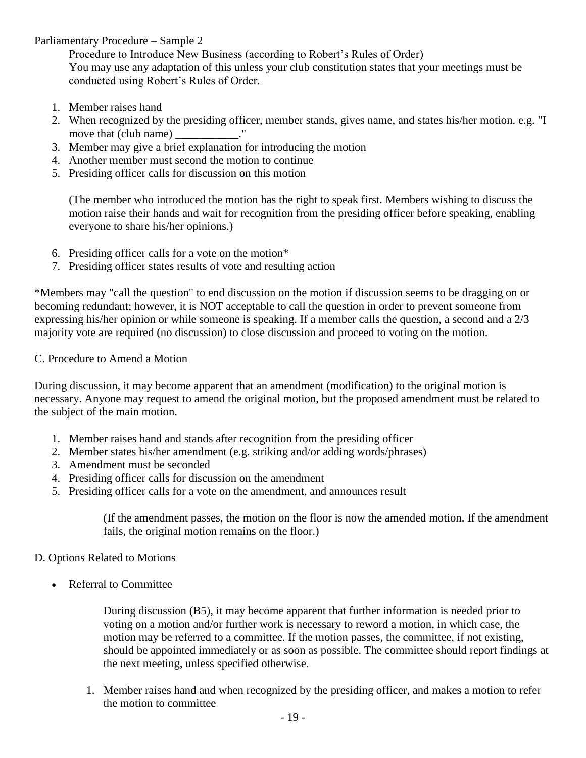Parliamentary Procedure – Sample 2

Procedure to Introduce New Business (according to Robert's Rules of Order)
You may use any adaptation of this unless your club constitution states that your meetings must be conducted using Robert's Rules of Order.

1. Member raises hand
2. When recognized by the presiding officer, member stands, gives name, and states his/her motion. e.g. "I move that (club name) ___________."
3. Member may give a brief explanation for introducing the motion
4. Another member must second the motion to continue
5. Presiding officer calls for discussion on this motion

   (The member who introduced the motion has the right to speak first. Members wishing to discuss the motion raise their hands and wait for recognition from the presiding officer before speaking, enabling everyone to share his/her opinions.)

6. Presiding officer calls for a vote on the motion*
7. Presiding officer states results of vote and resulting action

*Members may "call the question" to end discussion on the motion if discussion seems to be dragging on or becoming redundant; however, it is NOT acceptable to call the question in order to prevent someone from expressing his/her opinion or while someone is speaking. If a member calls the question, a second and a 2/3 majority vote are required (no discussion) to close discussion and proceed to voting on the motion.

C. Procedure to Amend a Motion

During discussion, it may become apparent that an amendment (modification) to the original motion is necessary. Anyone may request to amend the original motion, but the proposed amendment must be related to the subject of the main motion.

1. Member raises hand and stands after recognition from the presiding officer
2. Member states his/her amendment (e.g. striking and/or adding words/phrases)
3. Amendment must be seconded
4. Presiding officer calls for discussion on the amendment
5. Presiding officer calls for a vote on the amendment, and announces result

   (If the amendment passes, the motion on the floor is now the amended motion. If the amendment fails, the original motion remains on the floor.)

D. Options Related to Motions

- Referral to Committee

  During discussion (B5), it may become apparent that further information is needed prior to voting on a motion and/or further work is necessary to reword a motion, in which case, the motion may be referred to a committee. If the motion passes, the committee, if not existing, should be appointed immediately or as soon as possible. The committee should report findings at the next meeting, unless specified otherwise.

  1. Member raises hand and when recognized by the presiding officer, and makes a motion to refer the motion to committee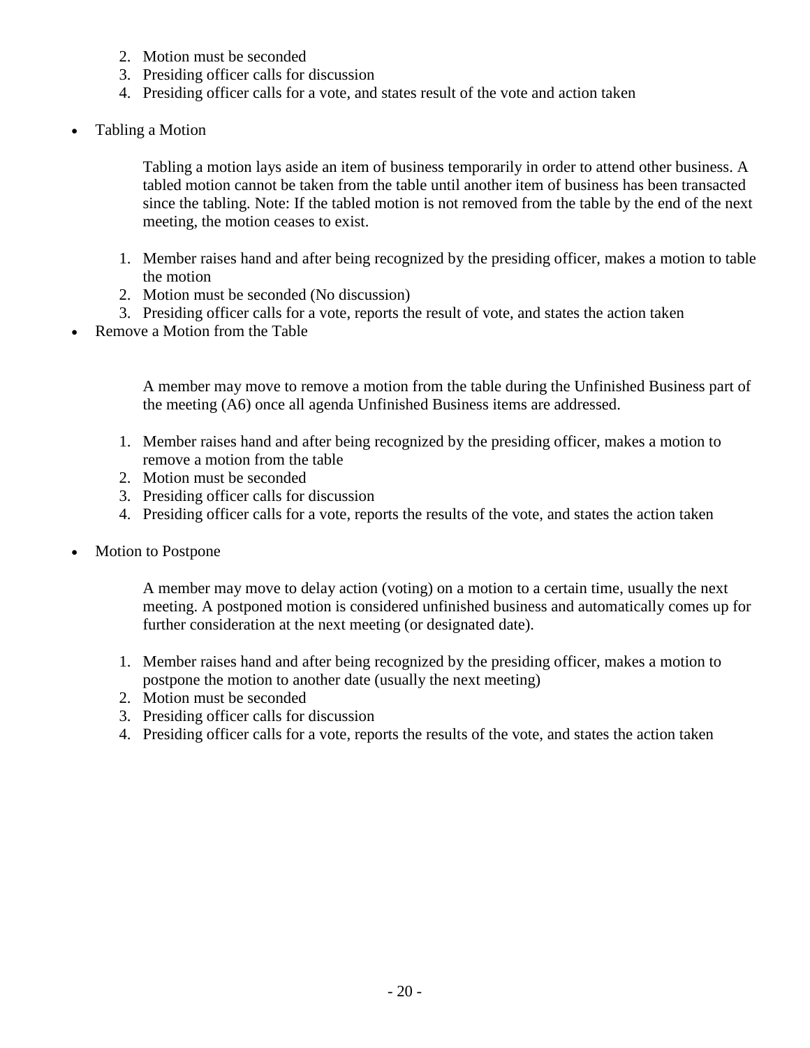2. Motion must be seconded
3. Presiding officer calls for discussion
4. Presiding officer calls for a vote, and states result of the vote and action taken

- Tabling a Motion

    Tabling a motion lays aside an item of business temporarily in order to attend other business. A tabled motion cannot be taken from the table until another item of business has been transacted since the tabling. Note: If the tabled motion is not removed from the table by the end of the next meeting, the motion ceases to exist.

    1. Member raises hand and after being recognized by the presiding officer, makes a motion to table the motion
    2. Motion must be seconded (No discussion)
    3. Presiding officer calls for a vote, reports the result of vote, and states the action taken

- Remove a Motion from the Table

    A member may move to remove a motion from the table during the Unfinished Business part of the meeting (A6) once all agenda Unfinished Business items are addressed.

    1. Member raises hand and after being recognized by the presiding officer, makes a motion to remove a motion from the table
    2. Motion must be seconded
    3. Presiding officer calls for discussion
    4. Presiding officer calls for a vote, reports the results of the vote, and states the action taken

- Motion to Postpone

    A member may move to delay action (voting) on a motion to a certain time, usually the next meeting. A postponed motion is considered unfinished business and automatically comes up for further consideration at the next meeting (or designated date).

    1. Member raises hand and after being recognized by the presiding officer, makes a motion to postpone the motion to another date (usually the next meeting)
    2. Motion must be seconded
    3. Presiding officer calls for discussion
    4. Presiding officer calls for a vote, reports the results of the vote, and states the action taken